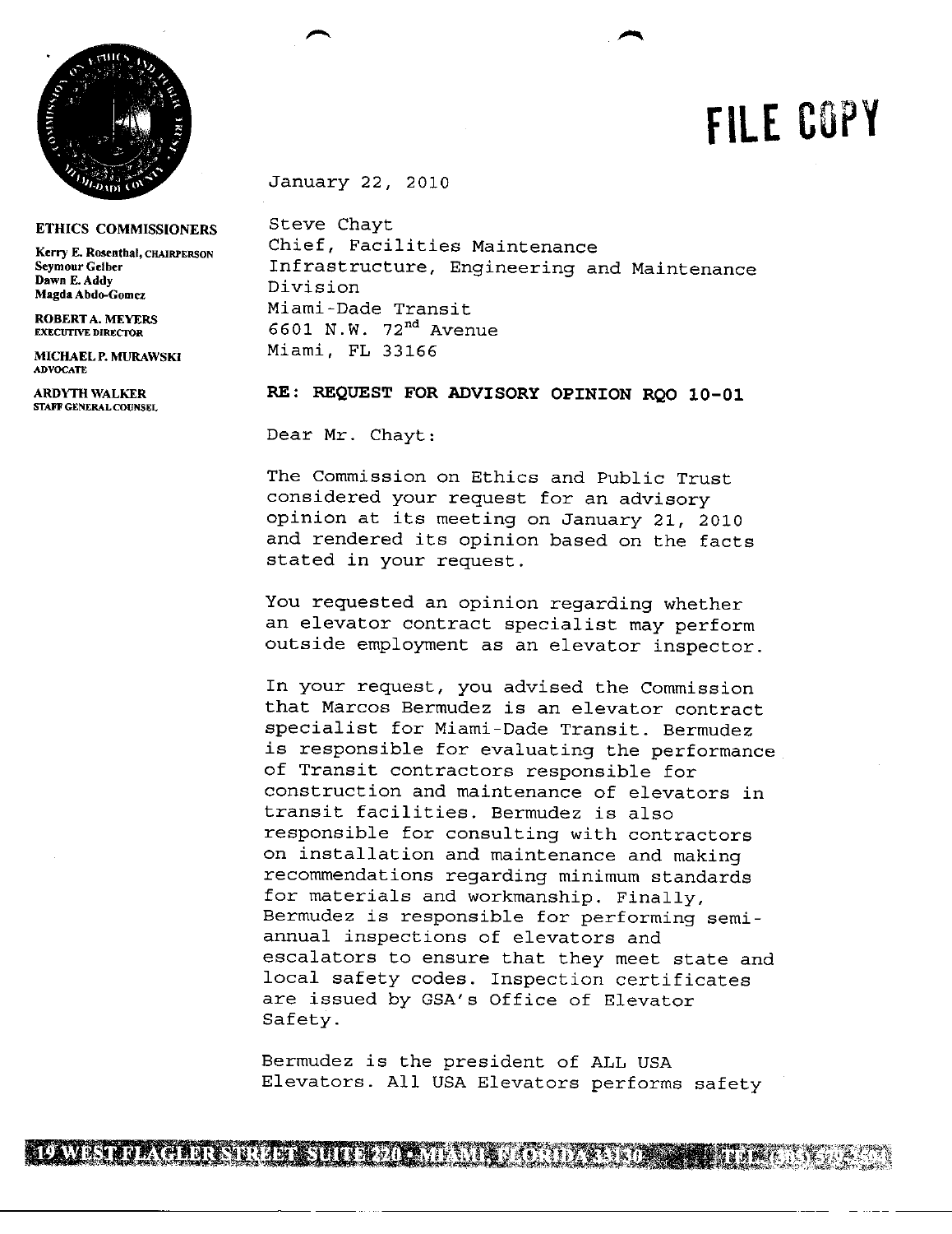FILE COPY

**ETHICS COMMISSIONERS**

Kerry E. Rosenthal, CHAIRPERSON
Seymour Gelber
Dawn E. Addy
Magda Abdo-Gomez

ROBERT A. MEYERS
EXECUTIVE DIRECTOR

MICHAEL P. MURAWSKI
ADVOCATE

ARDYTH WALKER
STAFF GENERAL COUNSEL

January 22, 2010

Steve Chayt
Chief, Facilities Maintenance
Infrastructure, Engineering and Maintenance Division
Miami-Dade Transit
6601 N.W. 72nd Avenue
Miami, FL 33166

**RE: REQUEST FOR ADVISORY OPINION RQO 10-01**

Dear Mr. Chayt:

The Commission on Ethics and Public Trust considered your request for an advisory opinion at its meeting on January 21, 2010 and rendered its opinion based on the facts stated in your request.

You requested an opinion regarding whether an elevator contract specialist may perform outside employment as an elevator inspector.

In your request, you advised the Commission that Marcos Bermudez is an elevator contract specialist for Miami-Dade Transit. Bermudez is responsible for evaluating the performance of Transit contractors responsible for construction and maintenance of elevators in transit facilities. Bermudez is also responsible for consulting with contractors on installation and maintenance and making recommendations regarding minimum standards for materials and workmanship. Finally, Bermudez is responsible for performing semi-annual inspections of elevators and escalators to ensure that they meet state and local safety codes. Inspection certificates are issued by GSA's Office of Elevator Safety.

Bermudez is the president of ALL USA Elevators. All USA Elevators performs safety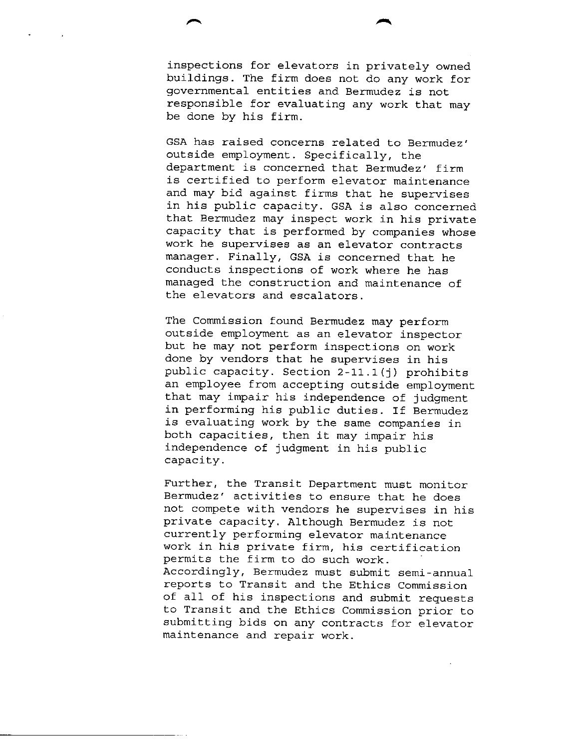inspections for elevators in privately owned buildings. The firm does not do any work for governmental entities and Bermudez is not responsible for evaluating any work that may be done by his firm.

GSA has raised concerns related to Bermudez' outside employment. Specifically, the department is concerned that Bermudez' firm is certified to perform elevator maintenance and may bid against firms that he supervises in his public capacity. GSA is also concerned that Bermudez may inspect work in his private capacity that is performed by companies whose work he supervises as an elevator contracts manager. Finally, GSA is concerned that he conducts inspections of work where he has managed the construction and maintenance of the elevators and escalators.

The Commission found Bermudez may perform outside employment as an elevator inspector but he may not perform inspections on work done by vendors that he supervises in his public capacity. Section 2-11.1(j) prohibits an employee from accepting outside employment that may impair his independence of judgment in performing his public duties. If Bermudez is evaluating work by the same companies in both capacities, then it may impair his independence of judgment in his public capacity.

Further, the Transit Department must monitor Bermudez' activities to ensure that he does not compete with vendors he supervises in his private capacity. Although Bermudez is not currently performing elevator maintenance work in his private firm, his certification permits the firm to do such work. Accordingly, Bermudez must submit semi-annual reports to Transit and the Ethics Commission of all of his inspections and submit requests to Transit and the Ethics Commission prior to submitting bids on any contracts for elevator maintenance and repair work.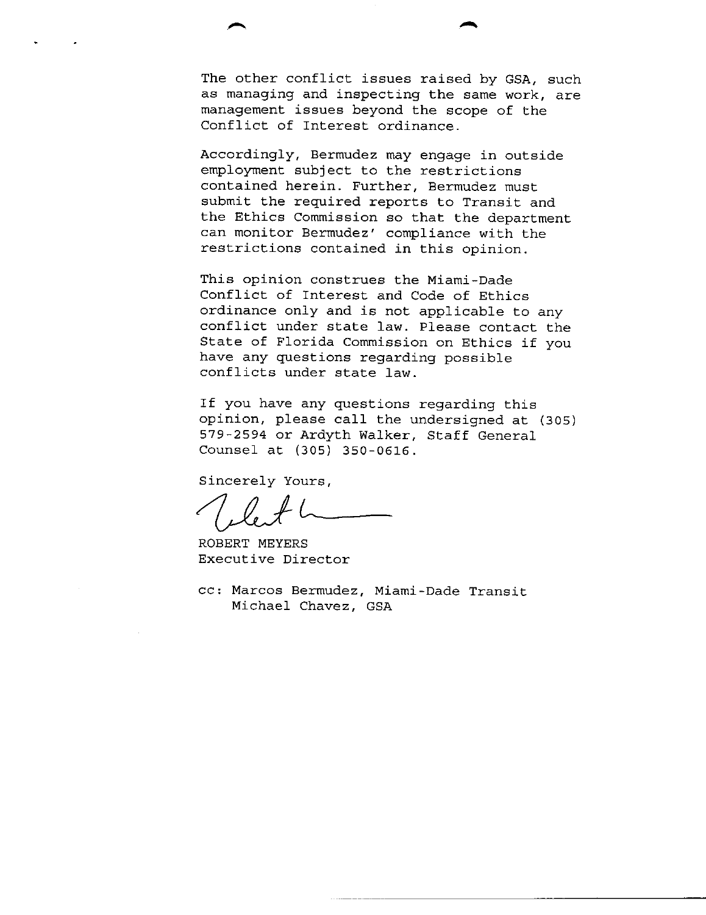The other conflict issues raised by GSA, such as managing and inspecting the same work, are management issues beyond the scope of the Conflict of Interest ordinance.

Accordingly, Bermudez may engage in outside employment subject to the restrictions contained herein. Further, Bermudez must submit the required reports to Transit and the Ethics Commission so that the department can monitor Bermudez' compliance with the restrictions contained in this opinion.

This opinion construes the Miami-Dade Conflict of Interest and Code of Ethics ordinance only and is not applicable to any conflict under state law. Please contact the State of Florida Commission on Ethics if you have any questions regarding possible conflicts under state law.

If you have any questions regarding this opinion, please call the undersigned at (305) 579-2594 or Ardyth Walker, Staff General Counsel at (305) 350-0616.

Sincerely Yours,

ROBERT MEYERS
Executive Director

cc: Marcos Bermudez, Miami-Dade Transit
Michael Chavez, GSA